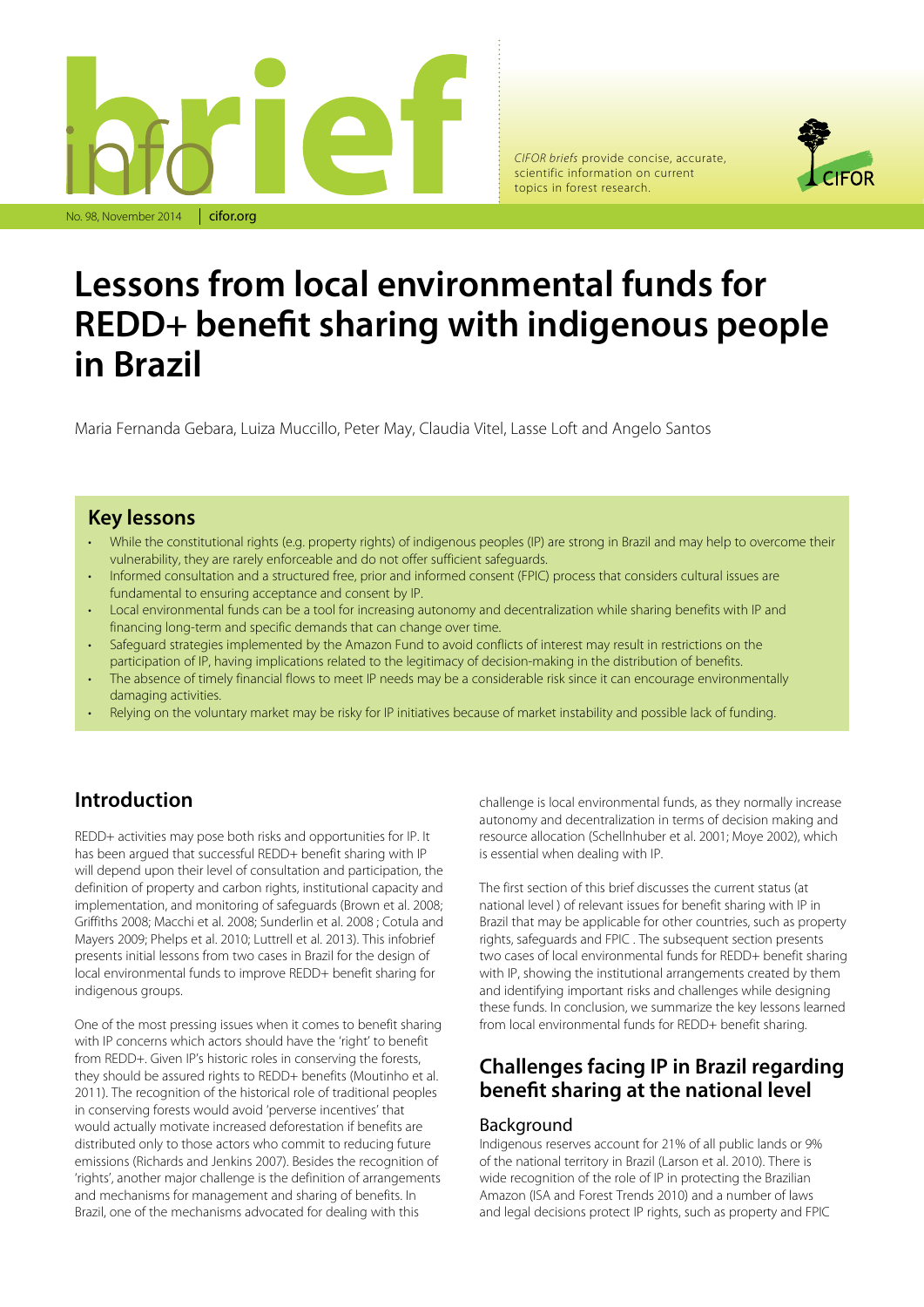No. 98, November 2014 | cifor.org

*CIFOR briefs* provide concise, accurate, scientific information on current topics in forest research.

# Lessons from local environmental funds for REDD+ benefit sharing with indigenous people in Brazil

Maria Fernanda Gebara, Luiza Muccillo, Peter May, Claudia Vitel, Lasse Loft and Angelo Santos

## Key lessons

- While the constitutional rights (e.g. property rights) of indigenous peoples (IP) are strong in Brazil and may help to overcome their vulnerability, they are rarely enforceable and do not offer sufficient safeguards.
- Informed consultation and a structured free, prior and informed consent (FPIC) process that considers cultural issues are fundamental to ensuring acceptance and consent by IP.
- Local environmental funds can be a tool for increasing autonomy and decentralization while sharing benefits with IP and financing long-term and specific demands that can change over time.
- Safeguard strategies implemented by the Amazon Fund to avoid conflicts of interest may result in restrictions on the participation of IP, having implications related to the legitimacy of decision-making in the distribution of benefits.
- The absence of timely financial flows to meet IP needs may be a considerable risk since it can encourage environmentally damaging activities.
- Relying on the voluntary market may be risky for IP initiatives because of market instability and possible lack of funding.

## Introduction

REDD+ activities may pose both risks and opportunities for IP. It has been argued that successful REDD+ benefit sharing with IP will depend upon their level of consultation and participation, the definition of property and carbon rights, institutional capacity and implementation, and monitoring of safeguards (Brown et al. 2008; Griffiths 2008; Macchi et al. 2008; Sunderlin et al. 2008 ; Cotula and Mayers 2009; Phelps et al. 2010; Luttrell et al. 2013). This infobrief presents initial lessons from two cases in Brazil for the design of local environmental funds to improve REDD+ benefit sharing for indigenous groups.

One of the most pressing issues when it comes to benefit sharing with IP concerns which actors should have the 'right' to benefit from REDD+. Given IP's historic roles in conserving the forests, they should be assured rights to REDD+ benefits (Moutinho et al. 2011). The recognition of the historical role of traditional peoples in conserving forests would avoid 'perverse incentives' that would actually motivate increased deforestation if benefits are distributed only to those actors who commit to reducing future emissions (Richards and Jenkins 2007). Besides the recognition of 'rights', another major challenge is the definition of arrangements and mechanisms for management and sharing of benefits. In Brazil, one of the mechanisms advocated for dealing with this challenge is local environmental funds, as they normally increase autonomy and decentralization in terms of decision making and resource allocation (Schellnhuber et al. 2001; Moye 2002), which is essential when dealing with IP.

The first section of this brief discusses the current status (at national level ) of relevant issues for benefit sharing with IP in Brazil that may be applicable for other countries, such as property rights, safeguards and FPIC . The subsequent section presents two cases of local environmental funds for REDD+ benefit sharing with IP, showing the institutional arrangements created by them and identifying important risks and challenges while designing these funds. In conclusion, we summarize the key lessons learned from local environmental funds for REDD+ benefit sharing.

## Challenges facing IP in Brazil regarding benefit sharing at the national level

### Background

Indigenous reserves account for 21% of all public lands or 9% of the national territory in Brazil (Larson et al. 2010). There is wide recognition of the role of IP in protecting the Brazilian Amazon (ISA and Forest Trends 2010) and a number of laws and legal decisions protect IP rights, such as property and FPIC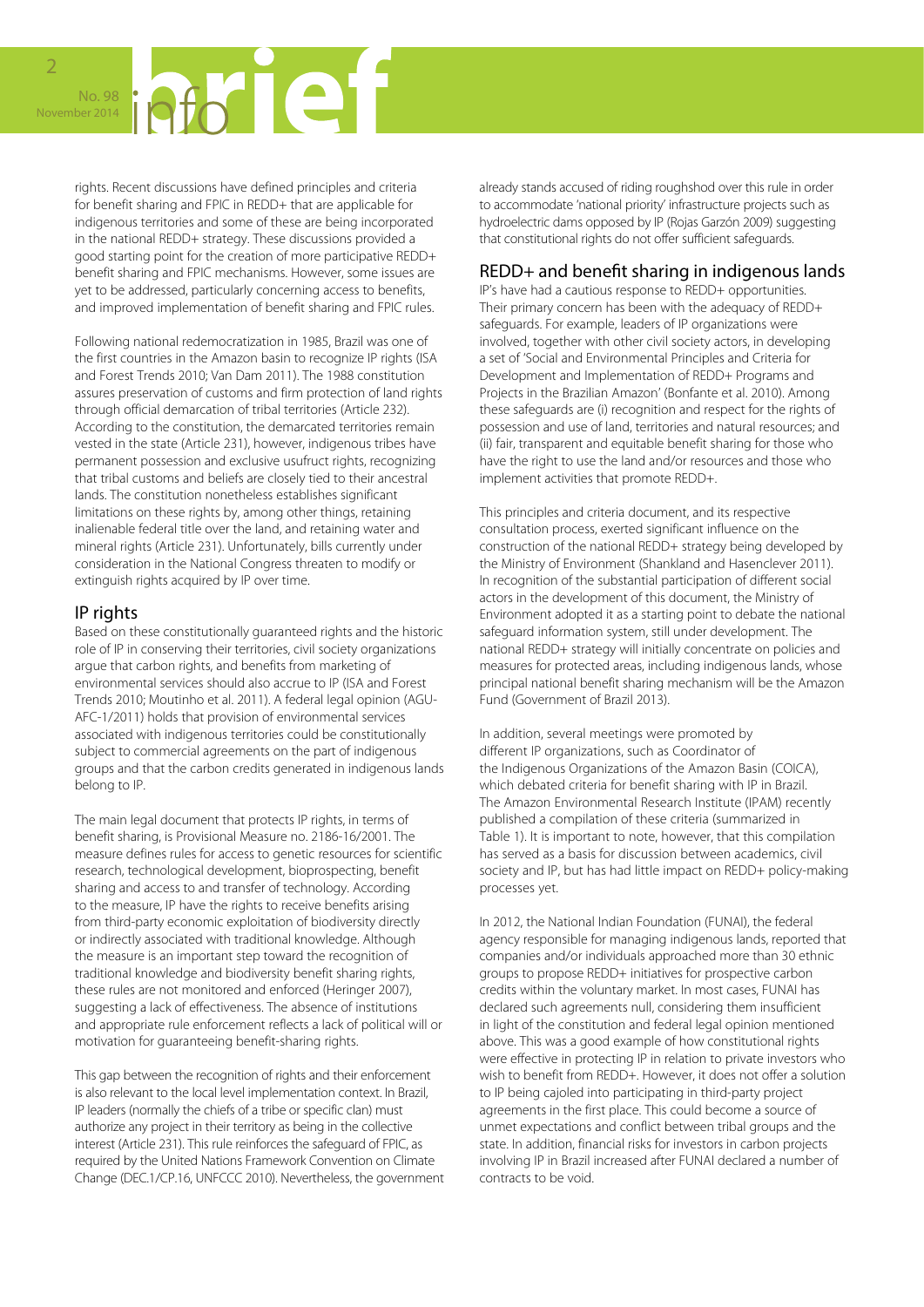rights. Recent discussions have defined principles and criteria for benefit sharing and FPIC in REDD+ that are applicable for indigenous territories and some of these are being incorporated in the national REDD+ strategy. These discussions provided a good starting point for the creation of more participative REDD+ benefit sharing and FPIC mechanisms. However, some issues are yet to be addressed, particularly concerning access to benefits, and improved implementation of benefit sharing and FPIC rules.

Following national redemocratization in 1985, Brazil was one of the first countries in the Amazon basin to recognize IP rights (ISA and Forest Trends 2010; Van Dam 2011). The 1988 constitution assures preservation of customs and firm protection of land rights through official demarcation of tribal territories (Article 232). According to the constitution, the demarcated territories remain vested in the state (Article 231), however, indigenous tribes have permanent possession and exclusive usufruct rights, recognizing that tribal customs and beliefs are closely tied to their ancestral lands. The constitution nonetheless establishes significant limitations on these rights by, among other things, retaining inalienable federal title over the land, and retaining water and mineral rights (Article 231). Unfortunately, bills currently under consideration in the National Congress threaten to modify or extinguish rights acquired by IP over time.

## IP rights

Based on these constitutionally guaranteed rights and the historic role of IP in conserving their territories, civil society organizations argue that carbon rights, and benefits from marketing of environmental services should also accrue to IP (ISA and Forest Trends 2010; Moutinho et al. 2011). A federal legal opinion (AGU-AFC-1/2011) holds that provision of environmental services associated with indigenous territories could be constitutionally subject to commercial agreements on the part of indigenous groups and that the carbon credits generated in indigenous lands belong to IP.

The main legal document that protects IP rights, in terms of benefit sharing, is Provisional Measure no. 2186-16/2001. The measure defines rules for access to genetic resources for scientific research, technological development, bioprospecting, benefit sharing and access to and transfer of technology. According to the measure, IP have the rights to receive benefits arising from third-party economic exploitation of biodiversity directly or indirectly associated with traditional knowledge. Although the measure is an important step toward the recognition of traditional knowledge and biodiversity benefit sharing rights, these rules are not monitored and enforced (Heringer 2007), suggesting a lack of effectiveness. The absence of institutions and appropriate rule enforcement reflects a lack of political will or motivation for guaranteeing benefit-sharing rights.

This gap between the recognition of rights and their enforcement is also relevant to the local level implementation context. In Brazil, IP leaders (normally the chiefs of a tribe or specific clan) must authorize any project in their territory as being in the collective interest (Article 231). This rule reinforces the safeguard of FPIC, as required by the United Nations Framework Convention on Climate Change (DEC.1/CP.16, UNFCCC 2010). Nevertheless, the government already stands accused of riding roughshod over this rule in order to accommodate 'national priority' infrastructure projects such as hydroelectric dams opposed by IP (Rojas Garzón 2009) suggesting that constitutional rights do not offer sufficient safeguards.

## REDD+ and benefit sharing in indigenous lands

IP's have had a cautious response to REDD+ opportunities. Their primary concern has been with the adequacy of REDD+ safeguards. For example, leaders of IP organizations were involved, together with other civil society actors, in developing a set of 'Social and Environmental Principles and Criteria for Development and Implementation of REDD+ Programs and Projects in the Brazilian Amazon' (Bonfante et al. 2010). Among these safeguards are (i) recognition and respect for the rights of possession and use of land, territories and natural resources; and (ii) fair, transparent and equitable benefit sharing for those who have the right to use the land and/or resources and those who implement activities that promote REDD+.

This principles and criteria document, and its respective consultation process, exerted significant influence on the construction of the national REDD+ strategy being developed by the Ministry of Environment (Shankland and Hasenclever 2011). In recognition of the substantial participation of different social actors in the development of this document, the Ministry of Environment adopted it as a starting point to debate the national safeguard information system, still under development. The national REDD+ strategy will initially concentrate on policies and measures for protected areas, including indigenous lands, whose principal national benefit sharing mechanism will be the Amazon Fund (Government of Brazil 2013).

In addition, several meetings were promoted by different IP organizations, such as Coordinator of the Indigenous Organizations of the Amazon Basin (COICA), which debated criteria for benefit sharing with IP in Brazil. The Amazon Environmental Research Institute (IPAM) recently published a compilation of these criteria (summarized in Table 1). It is important to note, however, that this compilation has served as a basis for discussion between academics, civil society and IP, but has had little impact on REDD+ policy-making processes yet.

In 2012, the National Indian Foundation (FUNAI), the federal agency responsible for managing indigenous lands, reported that companies and/or individuals approached more than 30 ethnic groups to propose REDD+ initiatives for prospective carbon credits within the voluntary market. In most cases, FUNAI has declared such agreements null, considering them insufficient in light of the constitution and federal legal opinion mentioned above. This was a good example of how constitutional rights were effective in protecting IP in relation to private investors who wish to benefit from REDD+. However, it does not offer a solution to IP being cajoled into participating in third-party project agreements in the first place. This could become a source of unmet expectations and conflict between tribal groups and the state. In addition, financial risks for investors in carbon projects involving IP in Brazil increased after FUNAI declared a number of contracts to be void.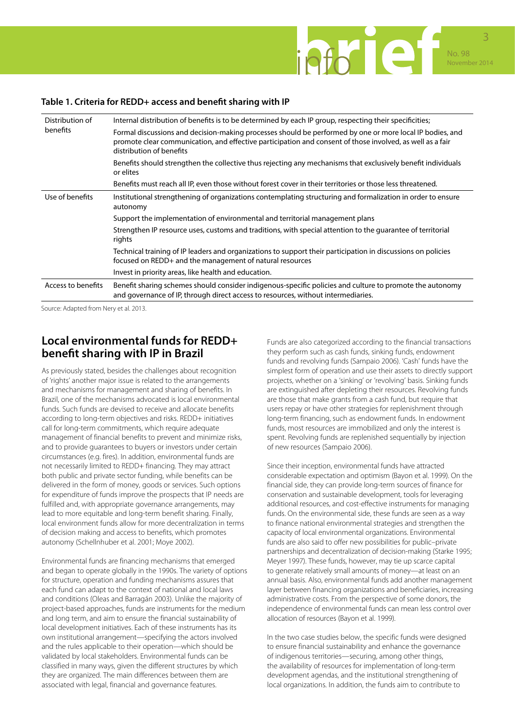**Table 1. Criteria for REDD+ access and benefit sharing with IP**

| | |
|---|---|
| Distribution of benefits | Internal distribution of benefits is to be determined by each IP group, respecting their specificities; |
| | Formal discussions and decision-making processes should be performed by one or more local IP bodies, and promote clear communication, and effective participation and consent of those involved, as well as a fair distribution of benefits |
| | Benefits should strengthen the collective thus rejecting any mechanisms that exclusively benefit individuals or elites |
| | Benefits must reach all IP, even those without forest cover in their territories or those less threatened. |
| Use of benefits | Institutional strengthening of organizations contemplating structuring and formalization in order to ensure autonomy |
| | Support the implementation of environmental and territorial management plans |
| | Strengthen IP resource uses, customs and traditions, with special attention to the guarantee of territorial rights |
| | Technical training of IP leaders and organizations to support their participation in discussions on policies focused on REDD+ and the management of natural resources |
| | Invest in priority areas, like health and education. |
| Access to benefits | Benefit sharing schemes should consider indigenous-specific policies and culture to promote the autonomy and governance of IP, through direct access to resources, without intermediaries. |

Source: Adapted from Nery et al. 2013.

## Local environmental funds for REDD+ benefit sharing with IP in Brazil

As previously stated, besides the challenges about recognition of 'rights' another major issue is related to the arrangements and mechanisms for management and sharing of benefits. In Brazil, one of the mechanisms advocated is local environmental funds. Such funds are devised to receive and allocate benefits according to long-term objectives and risks. REDD+ initiatives call for long-term commitments, which require adequate management of financial benefits to prevent and minimize risks, and to provide guarantees to buyers or investors under certain circumstances (e.g. fires). In addition, environmental funds are not necessarily limited to REDD+ financing. They may attract both public and private sector funding, while benefits can be delivered in the form of money, goods or services. Such options for expenditure of funds improve the prospects that IP needs are fulfilled and, with appropriate governance arrangements, may lead to more equitable and long-term benefit sharing. Finally, local environment funds allow for more decentralization in terms of decision making and access to benefits, which promotes autonomy (Schellnhuber et al. 2001; Moye 2002).

Environmental funds are financing mechanisms that emerged and began to operate globally in the 1990s. The variety of options for structure, operation and funding mechanisms assures that each fund can adapt to the context of national and local laws and conditions (Oleas and Barragán 2003). Unlike the majority of project-based approaches, funds are instruments for the medium and long term, and aim to ensure the financial sustainability of local development initiatives. Each of these instruments has its own institutional arrangement—specifying the actors involved and the rules applicable to their operation—which should be validated by local stakeholders. Environmental funds can be classified in many ways, given the different structures by which they are organized. The main differences between them are associated with legal, financial and governance features.

Funds are also categorized according to the financial transactions they perform such as cash funds, sinking funds, endowment funds and revolving funds (Sampaio 2006). 'Cash' funds have the simplest form of operation and use their assets to directly support projects, whether on a 'sinking' or 'revolving' basis. Sinking funds are extinguished after depleting their resources. Revolving funds are those that make grants from a cash fund, but require that users repay or have other strategies for replenishment through long-term financing, such as endowment funds. In endowment funds, most resources are immobilized and only the interest is spent. Revolving funds are replenished sequentially by injection of new resources (Sampaio 2006).

Since their inception, environmental funds have attracted considerable expectation and optimism (Bayon et al. 1999). On the financial side, they can provide long-term sources of finance for conservation and sustainable development, tools for leveraging additional resources, and cost-effective instruments for managing funds. On the environmental side, these funds are seen as a way to finance national environmental strategies and strengthen the capacity of local environmental organizations. Environmental funds are also said to offer new possibilities for public–private partnerships and decentralization of decision-making (Starke 1995; Meyer 1997). These funds, however, may tie up scarce capital to generate relatively small amounts of money—at least on an annual basis. Also, environmental funds add another management layer between financing organizations and beneficiaries, increasing administrative costs. From the perspective of some donors, the independence of environmental funds can mean less control over allocation of resources (Bayon et al. 1999).

In the two case studies below, the specific funds were designed to ensure financial sustainability and enhance the governance of indigenous territories—securing, among other things, the availability of resources for implementation of long-term development agendas, and the institutional strengthening of local organizations. In addition, the funds aim to contribute to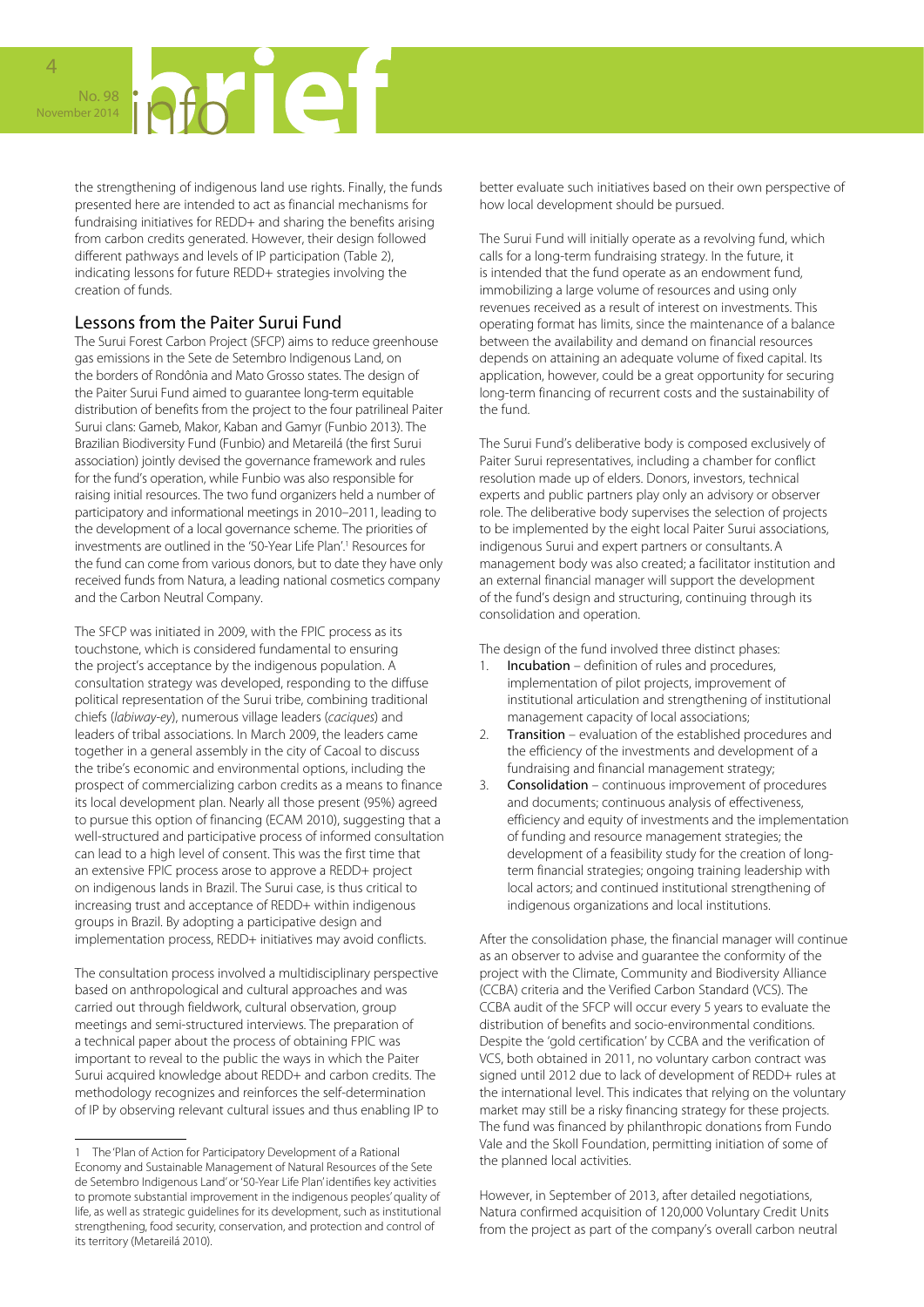the strengthening of indigenous land use rights. Finally, the funds presented here are intended to act as financial mechanisms for fundraising initiatives for REDD+ and sharing the benefits arising from carbon credits generated. However, their design followed different pathways and levels of IP participation (Table 2), indicating lessons for future REDD+ strategies involving the creation of funds.

## Lessons from the Paiter Surui Fund

The Surui Forest Carbon Project (SFCP) aims to reduce greenhouse gas emissions in the Sete de Setembro Indigenous Land, on the borders of Rondônia and Mato Grosso states. The design of the Paiter Surui Fund aimed to guarantee long-term equitable distribution of benefits from the project to the four patrilineal Paiter Surui clans: Gameb, Makor, Kaban and Gamyr (Funbio 2013). The Brazilian Biodiversity Fund (Funbio) and Metareilá (the first Surui association) jointly devised the governance framework and rules for the fund's operation, while Funbio was also responsible for raising initial resources. The two fund organizers held a number of participatory and informational meetings in 2010–2011, leading to the development of a local governance scheme. The priorities of investments are outlined in the '50-Year Life Plan'.[1] Resources for the fund can come from various donors, but to date they have only received funds from Natura, a leading national cosmetics company and the Carbon Neutral Company.

The SFCP was initiated in 2009, with the FPIC process as its touchstone, which is considered fundamental to ensuring the project's acceptance by the indigenous population. A consultation strategy was developed, responding to the diffuse political representation of the Surui tribe, combining traditional chiefs (*labiway-ey*), numerous village leaders (*caciques*) and leaders of tribal associations. In March 2009, the leaders came together in a general assembly in the city of Cacoal to discuss the tribe's economic and environmental options, including the prospect of commercializing carbon credits as a means to finance its local development plan. Nearly all those present (95%) agreed to pursue this option of financing (ECAM 2010), suggesting that a well-structured and participative process of informed consultation can lead to a high level of consent. This was the first time that an extensive FPIC process arose to approve a REDD+ project on indigenous lands in Brazil. The Surui case, is thus critical to increasing trust and acceptance of REDD+ within indigenous groups in Brazil. By adopting a participative design and implementation process, REDD+ initiatives may avoid conflicts.

The consultation process involved a multidisciplinary perspective based on anthropological and cultural approaches and was carried out through fieldwork, cultural observation, group meetings and semi-structured interviews. The preparation of a technical paper about the process of obtaining FPIC was important to reveal to the public the ways in which the Paiter Surui acquired knowledge about REDD+ and carbon credits. The methodology recognizes and reinforces the self-determination of IP by observing relevant cultural issues and thus enabling IP to better evaluate such initiatives based on their own perspective of how local development should be pursued.

The Surui Fund will initially operate as a revolving fund, which calls for a long-term fundraising strategy. In the future, it is intended that the fund operate as an endowment fund, immobilizing a large volume of resources and using only revenues received as a result of interest on investments. This operating format has limits, since the maintenance of a balance between the availability and demand on financial resources depends on attaining an adequate volume of fixed capital. Its application, however, could be a great opportunity for securing long-term financing of recurrent costs and the sustainability of the fund.

The Surui Fund's deliberative body is composed exclusively of Paiter Surui representatives, including a chamber for conflict resolution made up of elders. Donors, investors, technical experts and public partners play only an advisory or observer role. The deliberative body supervises the selection of projects to be implemented by the eight local Paiter Surui associations, indigenous Surui and expert partners or consultants. A management body was also created; a facilitator institution and an external financial manager will support the development of the fund's design and structuring, continuing through its consolidation and operation.

The design of the fund involved three distinct phases:

1. **Incubation** – definition of rules and procedures, implementation of pilot projects, improvement of institutional articulation and strengthening of institutional management capacity of local associations;
2. **Transition** – evaluation of the established procedures and the efficiency of the investments and development of a fundraising and financial management strategy;
3. **Consolidation** – continuous improvement of procedures and documents; continuous analysis of effectiveness, efficiency and equity of investments and the implementation of funding and resource management strategies; the development of a feasibility study for the creation of long-term financial strategies; ongoing training leadership with local actors; and continued institutional strengthening of indigenous organizations and local institutions.

After the consolidation phase, the financial manager will continue as an observer to advise and guarantee the conformity of the project with the Climate, Community and Biodiversity Alliance (CCBA) criteria and the Verified Carbon Standard (VCS). The CCBA audit of the SFCP will occur every 5 years to evaluate the distribution of benefits and socio-environmental conditions. Despite the 'gold certification' by CCBA and the verification of VCS, both obtained in 2011, no voluntary carbon contract was signed until 2012 due to lack of development of REDD+ rules at the international level. This indicates that relying on the voluntary market may still be a risky financing strategy for these projects. The fund was financed by philanthropic donations from Fundo Vale and the Skoll Foundation, permitting initiation of some of the planned local activities.

However, in September of 2013, after detailed negotiations, Natura confirmed acquisition of 120,000 Voluntary Credit Units from the project as part of the company's overall carbon neutral

---

1 The 'Plan of Action for Participatory Development of a Rational Economy and Sustainable Management of Natural Resources of the Sete de Setembro Indigenous Land' or '50-Year Life Plan' identifies key activities to promote substantial improvement in the indigenous peoples' quality of life, as well as strategic guidelines for its development, such as institutional strengthening, food security, conservation, and protection and control of its territory (Metareilá 2010).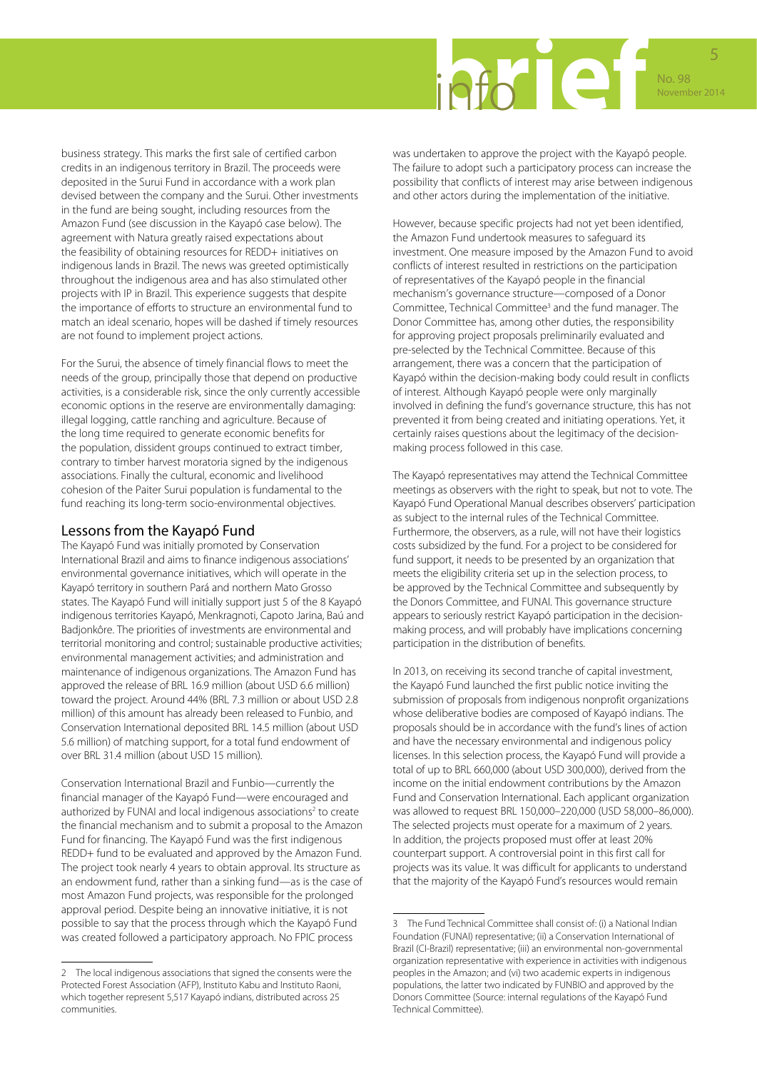business strategy. This marks the first sale of certified carbon credits in an indigenous territory in Brazil. The proceeds were deposited in the Surui Fund in accordance with a work plan devised between the company and the Surui. Other investments in the fund are being sought, including resources from the Amazon Fund (see discussion in the Kayapó case below). The agreement with Natura greatly raised expectations about the feasibility of obtaining resources for REDD+ initiatives on indigenous lands in Brazil. The news was greeted optimistically throughout the indigenous area and has also stimulated other projects with IP in Brazil. This experience suggests that despite the importance of efforts to structure an environmental fund to match an ideal scenario, hopes will be dashed if timely resources are not found to implement project actions.

For the Surui, the absence of timely financial flows to meet the needs of the group, principally those that depend on productive activities, is a considerable risk, since the only currently accessible economic options in the reserve are environmentally damaging: illegal logging, cattle ranching and agriculture. Because of the long time required to generate economic benefits for the population, dissident groups continued to extract timber, contrary to timber harvest moratoria signed by the indigenous associations. Finally the cultural, economic and livelihood cohesion of the Paiter Surui population is fundamental to the fund reaching its long-term socio-environmental objectives.

## Lessons from the Kayapó Fund

The Kayapó Fund was initially promoted by Conservation International Brazil and aims to finance indigenous associations' environmental governance initiatives, which will operate in the Kayapó territory in southern Pará and northern Mato Grosso states. The Kayapó Fund will initially support just 5 of the 8 Kayapó indigenous territories Kayapó, Menkragnoti, Capoto Jarina, Baú and Badjonkôre. The priorities of investments are environmental and territorial monitoring and control; sustainable productive activities; environmental management activities; and administration and maintenance of indigenous organizations. The Amazon Fund has approved the release of BRL 16.9 million (about USD 6.6 million) toward the project. Around 44% (BRL 7.3 million or about USD 2.8 million) of this amount has already been released to Funbio, and Conservation International deposited BRL 14.5 million (about USD 5.6 million) of matching support, for a total fund endowment of over BRL 31.4 million (about USD 15 million).

Conservation International Brazil and Funbio—currently the financial manager of the Kayapó Fund—were encouraged and authorized by FUNAI and local indigenous associations[2] to create the financial mechanism and to submit a proposal to the Amazon Fund for financing. The Kayapó Fund was the first indigenous REDD+ fund to be evaluated and approved by the Amazon Fund. The project took nearly 4 years to obtain approval. Its structure as an endowment fund, rather than a sinking fund—as is the case of most Amazon Fund projects, was responsible for the prolonged approval period. Despite being an innovative initiative, it is not possible to say that the process through which the Kayapó Fund was created followed a participatory approach. No FPIC process was undertaken to approve the project with the Kayapó people. The failure to adopt such a participatory process can increase the possibility that conflicts of interest may arise between indigenous and other actors during the implementation of the initiative.

However, because specific projects had not yet been identified, the Amazon Fund undertook measures to safeguard its investment. One measure imposed by the Amazon Fund to avoid conflicts of interest resulted in restrictions on the participation of representatives of the Kayapó people in the financial mechanism's governance structure—composed of a Donor Committee, Technical Committee[3] and the fund manager. The Donor Committee has, among other duties, the responsibility for approving project proposals preliminarily evaluated and pre-selected by the Technical Committee. Because of this arrangement, there was a concern that the participation of Kayapó within the decision-making body could result in conflicts of interest. Although Kayapó people were only marginally involved in defining the fund's governance structure, this has not prevented it from being created and initiating operations. Yet, it certainly raises questions about the legitimacy of the decision-making process followed in this case.

The Kayapó representatives may attend the Technical Committee meetings as observers with the right to speak, but not to vote. The Kayapó Fund Operational Manual describes observers' participation as subject to the internal rules of the Technical Committee. Furthermore, the observers, as a rule, will not have their logistics costs subsidized by the fund. For a project to be considered for fund support, it needs to be presented by an organization that meets the eligibility criteria set up in the selection process, to be approved by the Technical Committee and subsequently by the Donors Committee, and FUNAI. This governance structure appears to seriously restrict Kayapó participation in the decision-making process, and will probably have implications concerning participation in the distribution of benefits.

In 2013, on receiving its second tranche of capital investment, the Kayapó Fund launched the first public notice inviting the submission of proposals from indigenous nonprofit organizations whose deliberative bodies are composed of Kayapó indians. The proposals should be in accordance with the fund's lines of action and have the necessary environmental and indigenous policy licenses. In this selection process, the Kayapó Fund will provide a total of up to BRL 660,000 (about USD 300,000), derived from the income on the initial endowment contributions by the Amazon Fund and Conservation International. Each applicant organization was allowed to request BRL 150,000–220,000 (USD 58,000–86,000). The selected projects must operate for a maximum of 2 years. In addition, the projects proposed must offer at least 20% counterpart support. A controversial point in this first call for projects was its value. It was difficult for applicants to understand that the majority of the Kayapó Fund's resources would remain

---

2 The local indigenous associations that signed the consents were the Protected Forest Association (AFP), Instituto Kabu and Instituto Raoni, which together represent 5,517 Kayapó indians, distributed across 25 communities.

3 The Fund Technical Committee shall consist of: (i) a National Indian Foundation (FUNAI) representative; (ii) a Conservation International of Brazil (CI-Brazil) representative; (iii) an environmental non-governmental organization representative with experience in activities with indigenous peoples in the Amazon; and (vi) two academic experts in indigenous populations, the latter two indicated by FUNBIO and approved by the Donors Committee (Source: internal regulations of the Kayapó Fund Technical Committee).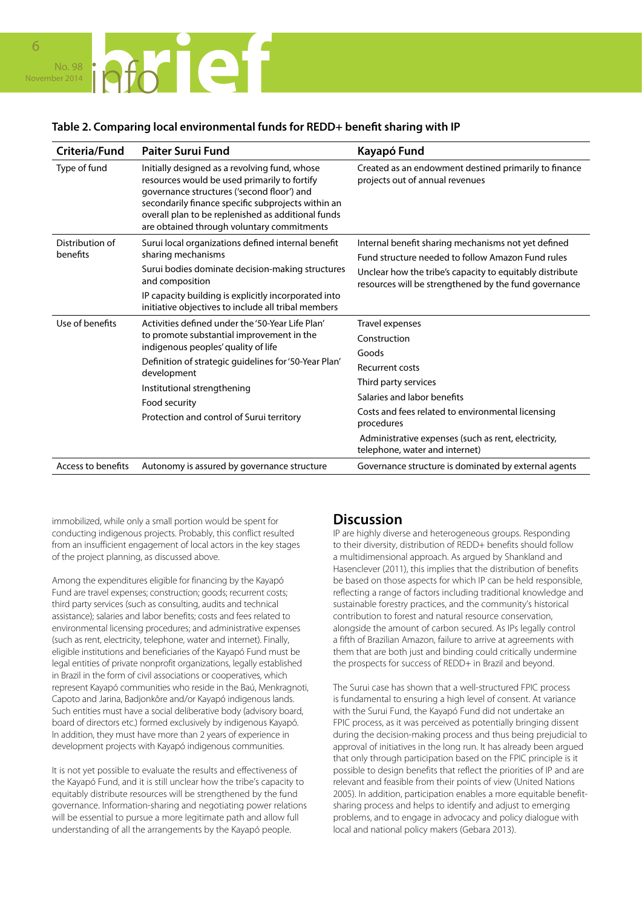**Table 2. Comparing local environmental funds for REDD+ benefit sharing with IP**

| Criteria/Fund | Paiter Surui Fund | Kayapó Fund |
|---|---|---|
| Type of fund | Initially designed as a revolving fund, whose resources would be used primarily to fortify governance structures ('second floor') and secondarily finance specific subprojects within an overall plan to be replenished as additional funds are obtained through voluntary commitments | Created as an endowment destined primarily to finance projects out of annual revenues |
| Distribution of benefits | Surui local organizations defined internal benefit sharing mechanisms<br>Surui bodies dominate decision-making structures and composition<br>IP capacity building is explicitly incorporated into initiative objectives to include all tribal members | Internal benefit sharing mechanisms not yet defined<br>Fund structure needed to follow Amazon Fund rules<br>Unclear how the tribe's capacity to equitably distribute resources will be strengthened by the fund governance |
| Use of benefits | Activities defined under the '50-Year Life Plan' to promote substantial improvement in the indigenous peoples' quality of life<br>Definition of strategic guidelines for '50-Year Plan' development<br>Institutional strengthening<br>Food security<br>Protection and control of Surui territory | Travel expenses<br>Construction<br>Goods<br>Recurrent costs<br>Third party services<br>Salaries and labor benefits<br>Costs and fees related to environmental licensing procedures<br>Administrative expenses (such as rent, electricity, telephone, water and internet) |
| Access to benefits | Autonomy is assured by governance structure | Governance structure is dominated by external agents |

immobilized, while only a small portion would be spent for conducting indigenous projects. Probably, this conflict resulted from an insufficient engagement of local actors in the key stages of the project planning, as discussed above.

Among the expenditures eligible for financing by the Kayapó Fund are travel expenses; construction; goods; recurrent costs; third party services (such as consulting, audits and technical assistance); salaries and labor benefits; costs and fees related to environmental licensing procedures; and administrative expenses (such as rent, electricity, telephone, water and internet). Finally, eligible institutions and beneficiaries of the Kayapó Fund must be legal entities of private nonprofit organizations, legally established in Brazil in the form of civil associations or cooperatives, which represent Kayapó communities who reside in the Baú, Menkragnoti, Capoto and Jarina, Badjonkôre and/or Kayapó indigenous lands. Such entities must have a social deliberative body (advisory board, board of directors etc.) formed exclusively by indigenous Kayapó. In addition, they must have more than 2 years of experience in development projects with Kayapó indigenous communities.

It is not yet possible to evaluate the results and effectiveness of the Kayapó Fund, and it is still unclear how the tribe's capacity to equitably distribute resources will be strengthened by the fund governance. Information-sharing and negotiating power relations will be essential to pursue a more legitimate path and allow full understanding of all the arrangements by the Kayapó people.

## Discussion

IP are highly diverse and heterogeneous groups. Responding to their diversity, distribution of REDD+ benefits should follow a multidimensional approach. As argued by Shankland and Hasenclever (2011), this implies that the distribution of benefits be based on those aspects for which IP can be held responsible, reflecting a range of factors including traditional knowledge and sustainable forestry practices, and the community's historical contribution to forest and natural resource conservation, alongside the amount of carbon secured. As IPs legally control a fifth of Brazilian Amazon, failure to arrive at agreements with them that are both just and binding could critically undermine the prospects for success of REDD+ in Brazil and beyond.

The Surui case has shown that a well-structured FPIC process is fundamental to ensuring a high level of consent. At variance with the Surui Fund, the Kayapó Fund did not undertake an FPIC process, as it was perceived as potentially bringing dissent during the decision-making process and thus being prejudicial to approval of initiatives in the long run. It has already been argued that only through participation based on the FPIC principle is it possible to design benefits that reflect the priorities of IP and are relevant and feasible from their points of view (United Nations 2005). In addition, participation enables a more equitable benefit-sharing process and helps to identify and adjust to emerging problems, and to engage in advocacy and policy dialogue with local and national policy makers (Gebara 2013).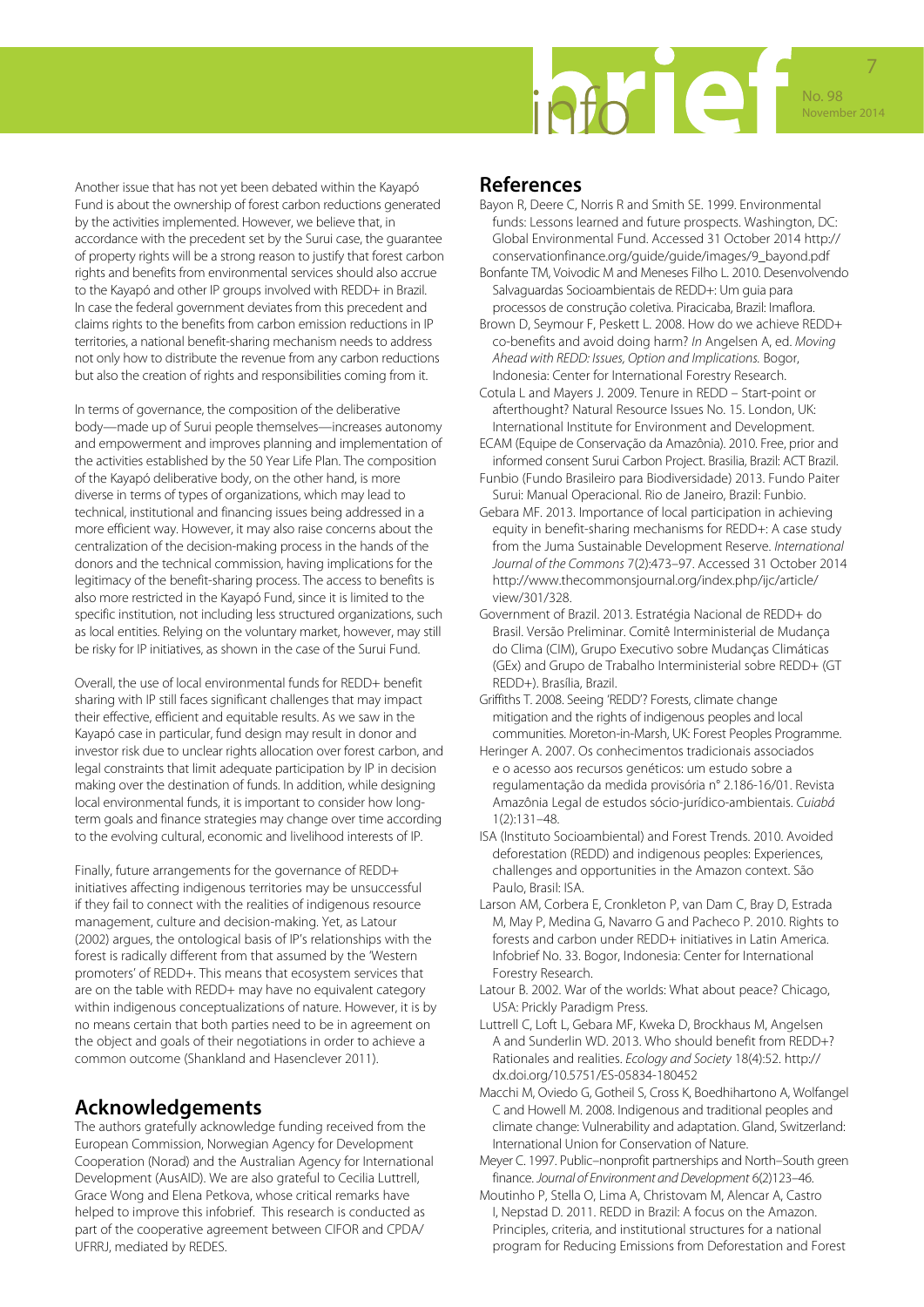Another issue that has not yet been debated within the Kayapó Fund is about the ownership of forest carbon reductions generated by the activities implemented. However, we believe that, in accordance with the precedent set by the Surui case, the guarantee of property rights will be a strong reason to justify that forest carbon rights and benefits from environmental services should also accrue to the Kayapó and other IP groups involved with REDD+ in Brazil. In case the federal government deviates from this precedent and claims rights to the benefits from carbon emission reductions in IP territories, a national benefit-sharing mechanism needs to address not only how to distribute the revenue from any carbon reductions but also the creation of rights and responsibilities coming from it.

In terms of governance, the composition of the deliberative body—made up of Surui people themselves—increases autonomy and empowerment and improves planning and implementation of the activities established by the 50 Year Life Plan. The composition of the Kayapó deliberative body, on the other hand, is more diverse in terms of types of organizations, which may lead to technical, institutional and financing issues being addressed in a more efficient way. However, it may also raise concerns about the centralization of the decision-making process in the hands of the donors and the technical commission, having implications for the legitimacy of the benefit-sharing process. The access to benefits is also more restricted in the Kayapó Fund, since it is limited to the specific institution, not including less structured organizations, such as local entities. Relying on the voluntary market, however, may still be risky for IP initiatives, as shown in the case of the Surui Fund.

Overall, the use of local environmental funds for REDD+ benefit sharing with IP still faces significant challenges that may impact their effective, efficient and equitable results. As we saw in the Kayapó case in particular, fund design may result in donor and investor risk due to unclear rights allocation over forest carbon, and legal constraints that limit adequate participation by IP in decision making over the destination of funds. In addition, while designing local environmental funds, it is important to consider how long-term goals and finance strategies may change over time according to the evolving cultural, economic and livelihood interests of IP.

Finally, future arrangements for the governance of REDD+ initiatives affecting indigenous territories may be unsuccessful if they fail to connect with the realities of indigenous resource management, culture and decision-making. Yet, as Latour (2002) argues, the ontological basis of IP's relationships with the forest is radically different from that assumed by the 'Western promoters' of REDD+. This means that ecosystem services that are on the table with REDD+ may have no equivalent category within indigenous conceptualizations of nature. However, it is by no means certain that both parties need to be in agreement on the object and goals of their negotiations in order to achieve a common outcome (Shankland and Hasenclever 2011).

## Acknowledgements

The authors gratefully acknowledge funding received from the European Commission, Norwegian Agency for Development Cooperation (Norad) and the Australian Agency for International Development (AusAID). We are also grateful to Cecilia Luttrell, Grace Wong and Elena Petkova, whose critical remarks have helped to improve this infobrief. This research is conducted as part of the cooperative agreement between CIFOR and CPDA/UFRRJ, mediated by REDES.

## References

Bayon R, Deere C, Norris R and Smith SE. 1999. Environmental funds: Lessons learned and future prospects. Washington, DC: Global Environmental Fund. Accessed 31 October 2014 http://conservationfinance.org/guide/guide/images/9_bayond.pdf

Bonfante TM, Voivodic M and Meneses Filho L. 2010. Desenvolvendo Salvaguardas Socioambientais de REDD+: Um guia para processos de construção coletiva. Piracicaba, Brazil: Imaflora.

Brown D, Seymour F, Peskett L. 2008. How do we achieve REDD+ co-benefits and avoid doing harm? *In* Angelsen A, ed. *Moving Ahead with REDD: Issues, Option and Implications.* Bogor, Indonesia: Center for International Forestry Research.

Cotula L and Mayers J. 2009. Tenure in REDD – Start-point or afterthought? Natural Resource Issues No. 15. London, UK: International Institute for Environment and Development.

ECAM (Equipe de Conservação da Amazônia). 2010. Free, prior and informed consent Surui Carbon Project. Brasilia, Brazil: ACT Brazil.

Funbio (Fundo Brasileiro para Biodiversidade) 2013. Fundo Paiter Surui: Manual Operacional. Rio de Janeiro, Brazil: Funbio.

Gebara MF. 2013. Importance of local participation in achieving equity in benefit-sharing mechanisms for REDD+: A case study from the Juma Sustainable Development Reserve. *International Journal of the Commons* 7(2):473–97. Accessed 31 October 2014 http://www.thecommonsjournal.org/index.php/ijc/article/view/301/328.

Government of Brazil. 2013. Estratégia Nacional de REDD+ do Brasil. Versão Preliminar. Comitê Interministerial de Mudança do Clima (CIM), Grupo Executivo sobre Mudanças Climáticas (GEx) and Grupo de Trabalho Interministerial sobre REDD+ (GT REDD+). Brasília, Brazil.

Griffiths T. 2008. Seeing 'REDD'? Forests, climate change mitigation and the rights of indigenous peoples and local communities. Moreton-in-Marsh, UK: Forest Peoples Programme.

Heringer A. 2007. Os conhecimentos tradicionais associados e o acesso aos recursos genéticos: um estudo sobre a regulamentação da medida provisória n° 2.186-16/01. Revista Amazônia Legal de estudos sócio-jurídico-ambientais. *Cuiabá* 1(2):131–48.

ISA (Instituto Socioambiental) and Forest Trends. 2010. Avoided deforestation (REDD) and indigenous peoples: Experiences, challenges and opportunities in the Amazon context. São Paulo, Brasil: ISA.

Larson AM, Corbera E, Cronkleton P, van Dam C, Bray D, Estrada M, May P, Medina G, Navarro G and Pacheco P. 2010. Rights to forests and carbon under REDD+ initiatives in Latin America. Infobrief No. 33. Bogor, Indonesia: Center for International Forestry Research.

Latour B. 2002. War of the worlds: What about peace? Chicago, USA: Prickly Paradigm Press.

Luttrell C, Loft L, Gebara MF, Kweka D, Brockhaus M, Angelsen A and Sunderlin WD. 2013. Who should benefit from REDD+? Rationales and realities. *Ecology and Society* 18(4):52. http://dx.doi.org/10.5751/ES-05834-180452

Macchi M, Oviedo G, Gotheil S, Cross K, Boedhihartono A, Wolfangel C and Howell M. 2008. Indigenous and traditional peoples and climate change: Vulnerability and adaptation. Gland, Switzerland: International Union for Conservation of Nature.

Meyer C. 1997. Public–nonprofit partnerships and North–South green finance. *Journal of Environment and Development* 6(2)123–46.

Moutinho P, Stella O, Lima A, Christovam M, Alencar A, Castro I, Nepstad D. 2011. REDD in Brazil: A focus on the Amazon. Principles, criteria, and institutional structures for a national program for Reducing Emissions from Deforestation and Forest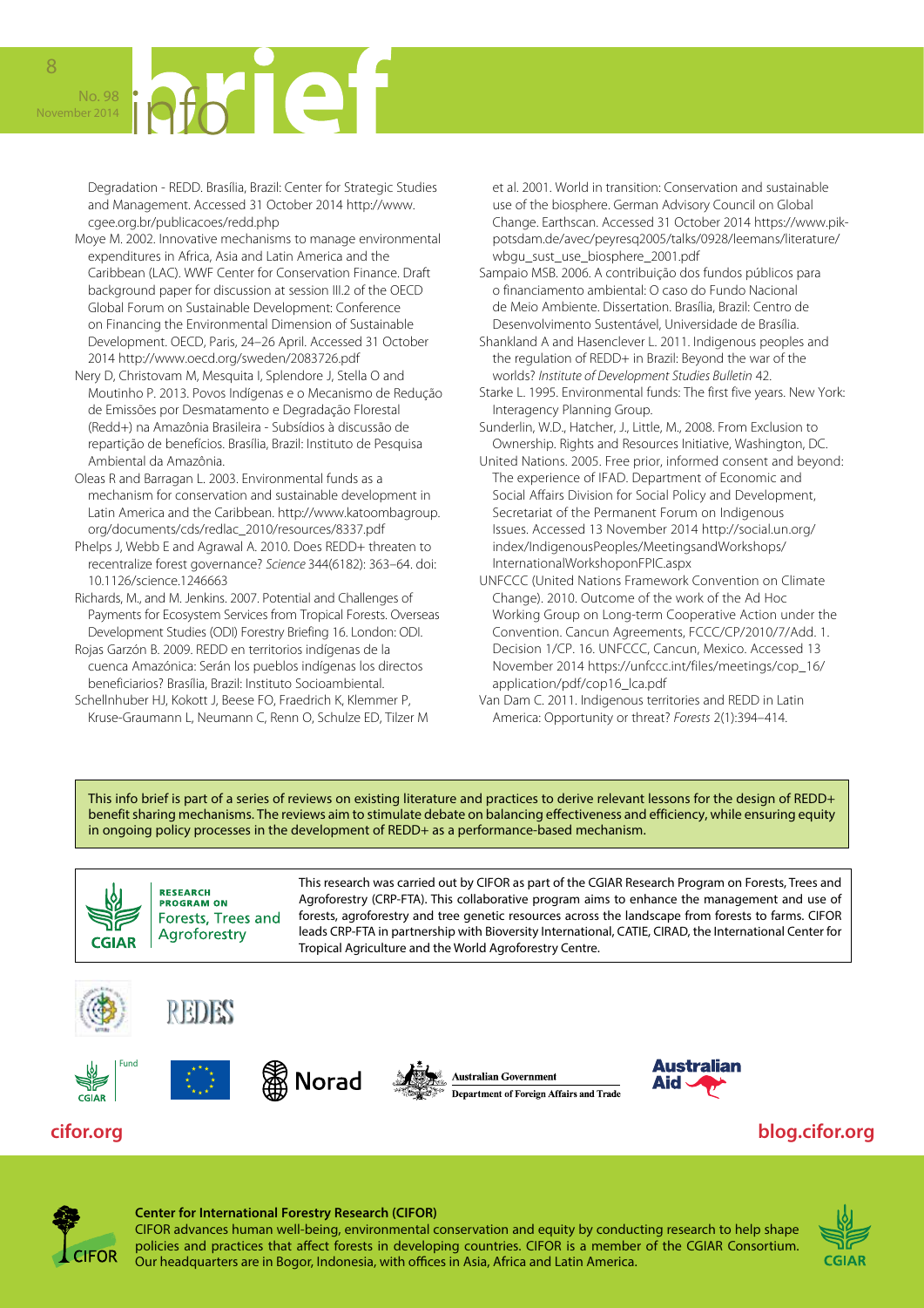Degradation - REDD. Brasília, Brazil: Center for Strategic Studies and Management. Accessed 31 October 2014 http://www.cgee.org.br/publicacoes/redd.php

Moye M. 2002. Innovative mechanisms to manage environmental expenditures in Africa, Asia and Latin America and the Caribbean (LAC). WWF Center for Conservation Finance. Draft background paper for discussion at session III.2 of the OECD Global Forum on Sustainable Development: Conference on Financing the Environmental Dimension of Sustainable Development. OECD, Paris, 24–26 April. Accessed 31 October 2014 http://www.oecd.org/sweden/2083726.pdf

Nery D, Christovam M, Mesquita I, Splendore J, Stella O and Moutinho P. 2013. Povos Indígenas e o Mecanismo de Redução de Emissões por Desmatamento e Degradação Florestal (Redd+) na Amazônia Brasileira - Subsídios à discussão de repartição de benefícios. Brasília, Brazil: Instituto de Pesquisa Ambiental da Amazônia.

Oleas R and Barragan L. 2003. Environmental funds as a mechanism for conservation and sustainable development in Latin America and the Caribbean. http://www.katoombagroup.org/documents/cds/redlac_2010/resources/8337.pdf

Phelps J, Webb E and Agrawal A. 2010. Does REDD+ threaten to recentralize forest governance? *Science* 344(6182): 363–64. doi: 10.1126/science.1246663

Richards, M., and M. Jenkins. 2007. Potential and Challenges of Payments for Ecosystem Services from Tropical Forests. Overseas Development Studies (ODI) Forestry Briefing 16. London: ODI.

Rojas Garzón B. 2009. REDD en territorios indígenas de la cuenca Amazónica: Serán los pueblos indígenas los directos beneficiarios? Brasília, Brazil: Instituto Socioambiental.

Schellnhuber HJ, Kokott J, Beese FO, Fraedrich K, Klemmer P, Kruse-Graumann L, Neumann C, Renn O, Schulze ED, Tilzer M et al. 2001. World in transition: Conservation and sustainable use of the biosphere. German Advisory Council on Global Change. Earthscan. Accessed 31 October 2014 https://www.pik-potsdam.de/avec/peyresq2005/talks/0928/leemans/literature/wbgu_sust_use_biosphere_2001.pdf

Sampaio MSB. 2006. A contribuição dos fundos públicos para o financiamento ambiental: O caso do Fundo Nacional de Meio Ambiente. Dissertation. Brasília, Brazil: Centro de Desenvolvimento Sustentável, Universidade de Brasília.

Shankland A and Hasenclever L. 2011. Indigenous peoples and the regulation of REDD+ in Brazil: Beyond the war of the worlds? *Institute of Development Studies Bulletin* 42.

Starke L. 1995. Environmental funds: The first five years. New York: Interagency Planning Group.

Sunderlin, W.D., Hatcher, J., Little, M., 2008. From Exclusion to Ownership. Rights and Resources Initiative, Washington, DC.

United Nations. 2005. Free prior, informed consent and beyond: The experience of IFAD. Department of Economic and Social Affairs Division for Social Policy and Development, Secretariat of the Permanent Forum on Indigenous Issues. Accessed 13 November 2014 http://social.un.org/index/IndigenousPeoples/MeetingsandWorkshops/InternationalWorkshoponFPIC.aspx

UNFCCC (United Nations Framework Convention on Climate Change). 2010. Outcome of the work of the Ad Hoc Working Group on Long-term Cooperative Action under the Convention. Cancun Agreements, FCCC/CP/2010/7/Add. 1. Decision 1/CP. 16. UNFCCC, Cancun, Mexico. Accessed 13 November 2014 https://unfccc.int/files/meetings/cop_16/application/pdf/cop16_lca.pdf

Van Dam C. 2011. Indigenous territories and REDD in Latin America: Opportunity or threat? *Forests* 2(1):394–414.

This info brief is part of a series of reviews on existing literature and practices to derive relevant lessons for the design of REDD+ benefit sharing mechanisms. The reviews aim to stimulate debate on balancing effectiveness and efficiency, while ensuring equity in ongoing policy processes in the development of REDD+ as a performance-based mechanism.

RESEARCH PROGRAM ON Forests, Trees and Agroforestry

This research was carried out by CIFOR as part of the CGIAR Research Program on Forests, Trees and Agroforestry (CRP-FTA). This collaborative program aims to enhance the management and use of forests, agroforestry and tree genetic resources across the landscape from forests to farms. CIFOR leads CRP-FTA in partnership with Bioversity International, CATIE, CIRAD, the International Center for Tropical Agriculture and the World Agroforestry Centre.

cifor.org

blog.cifor.org

**Center for International Forestry Research (CIFOR)**

CIFOR advances human well-being, environmental conservation and equity by conducting research to help shape policies and practices that affect forests in developing countries. CIFOR is a member of the CGIAR Consortium. Our headquarters are in Bogor, Indonesia, with offices in Asia, Africa and Latin America.